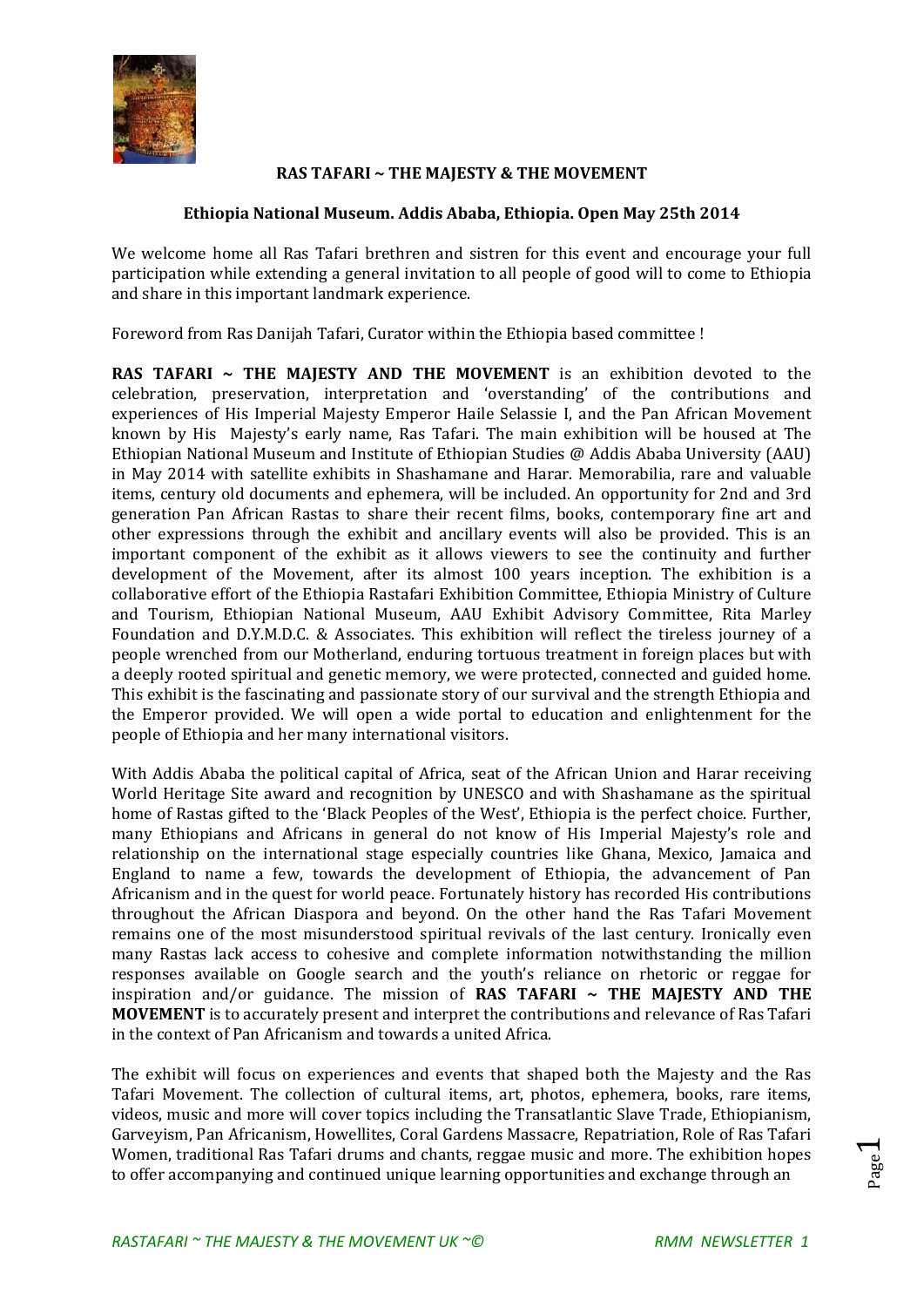# RAS TAFARI ~ THE MAJESTY & THE MOVEMENT

## Ethiopia National Museum. Addis Ababa, Ethiopia. Open May 25th 2014

We welcome home all Ras Tafari brethren and sistren for this event and encourage your full participation while extending a general invitation to all people of good will to come to Ethiopia and share in this important landmark experience.

Foreword from Ras Danijah Tafari, Curator within the Ethiopia based committee !

**RAS TAFARI ~ THE MAJESTY AND THE MOVEMENT** is an exhibition devoted to the celebration, preservation, interpretation and 'overstanding' of the contributions and experiences of His Imperial Majesty Emperor Haile Selassie I, and the Pan African Movement known by His Majesty's early name, Ras Tafari. The main exhibition will be housed at The Ethiopian National Museum and Institute of Ethiopian Studies @ Addis Ababa University (AAU) in May 2014 with satellite exhibits in Shashamane and Harar. Memorabilia, rare and valuable items, century old documents and ephemera, will be included. An opportunity for 2nd and 3rd generation Pan African Rastas to share their recent films, books, contemporary fine art and other expressions through the exhibit and ancillary events will also be provided. This is an important component of the exhibit as it allows viewers to see the continuity and further development of the Movement, after its almost 100 years inception. The exhibition is a collaborative effort of the Ethiopia Rastafari Exhibition Committee, Ethiopia Ministry of Culture and Tourism, Ethiopian National Museum, AAU Exhibit Advisory Committee, Rita Marley Foundation and D.Y.M.D.C. & Associates. This exhibition will reflect the tireless journey of a people wrenched from our Motherland, enduring tortuous treatment in foreign places but with a deeply rooted spiritual and genetic memory, we were protected, connected and guided home. This exhibit is the fascinating and passionate story of our survival and the strength Ethiopia and the Emperor provided. We will open a wide portal to education and enlightenment for the people of Ethiopia and her many international visitors.

With Addis Ababa the political capital of Africa, seat of the African Union and Harar receiving World Heritage Site award and recognition by UNESCO and with Shashamane as the spiritual home of Rastas gifted to the 'Black Peoples of the West', Ethiopia is the perfect choice. Further, many Ethiopians and Africans in general do not know of His Imperial Majesty's role and relationship on the international stage especially countries like Ghana, Mexico, Jamaica and England to name a few, towards the development of Ethiopia, the advancement of Pan Africanism and in the quest for world peace. Fortunately history has recorded His contributions throughout the African Diaspora and beyond. On the other hand the Ras Tafari Movement remains one of the most misunderstood spiritual revivals of the last century. Ironically even many Rastas lack access to cohesive and complete information notwithstanding the million responses available on Google search and the youth's reliance on rhetoric or reggae for inspiration and/or guidance. The mission of **RAS TAFARI ~ THE MAJESTY AND THE MOVEMENT** is to accurately present and interpret the contributions and relevance of Ras Tafari in the context of Pan Africanism and towards a united Africa.

The exhibit will focus on experiences and events that shaped both the Majesty and the Ras Tafari Movement. The collection of cultural items, art, photos, ephemera, books, rare items, videos, music and more will cover topics including the Transatlantic Slave Trade, Ethiopianism, Garveyism, Pan Africanism, Howellites, Coral Gardens Massacre, Repatriation, Role of Ras Tafari Women, traditional Ras Tafari drums and chants, reggae music and more. The exhibition hopes to offer accompanying and continued unique learning opportunities and exchange through an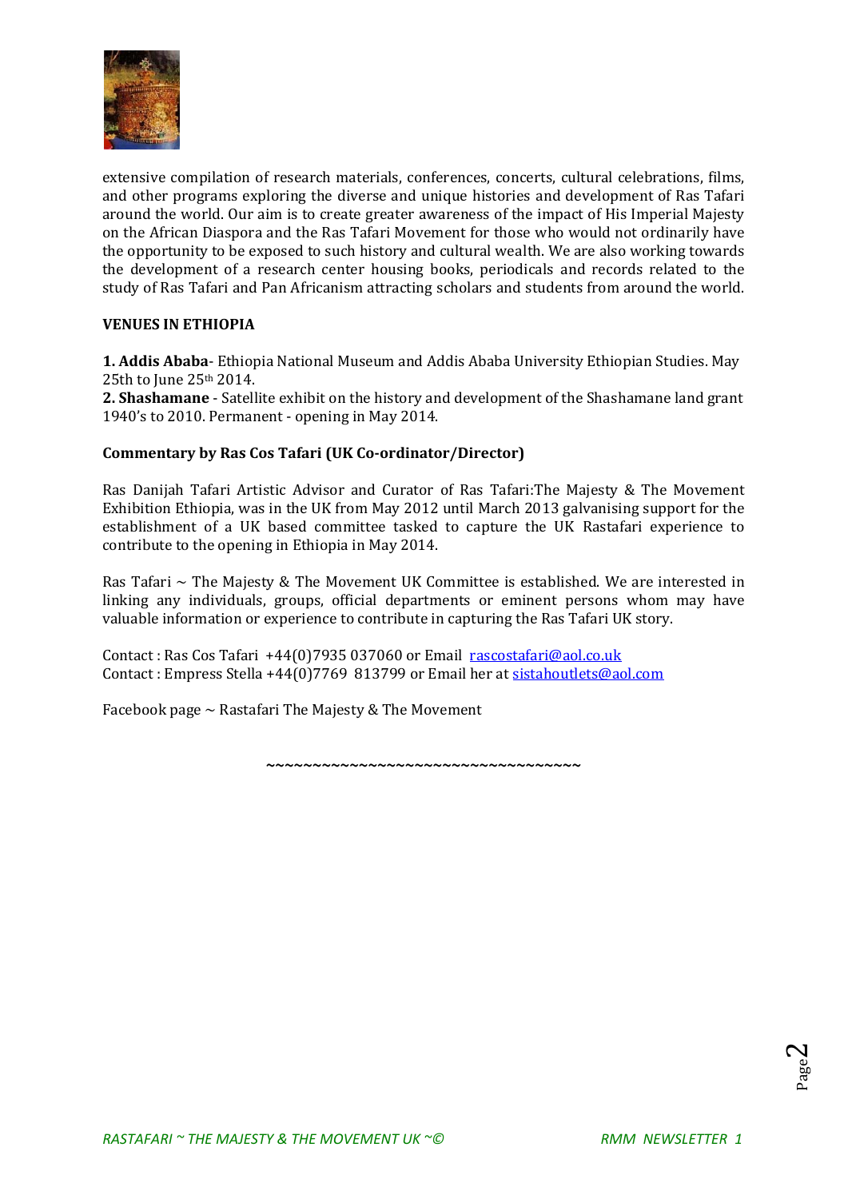extensive compilation of research materials, conferences, concerts, cultural celebrations, films, and other programs exploring the diverse and unique histories and development of Ras Tafari around the world. Our aim is to create greater awareness of the impact of His Imperial Majesty on the African Diaspora and the Ras Tafari Movement for those who would not ordinarily have the opportunity to be exposed to such history and cultural wealth. We are also working towards the development of a research center housing books, periodicals and records related to the study of Ras Tafari and Pan Africanism attracting scholars and students from around the world.

**VENUES IN ETHIOPIA**

**1. Addis Ababa**- Ethiopia National Museum and Addis Ababa University Ethiopian Studies. May 25th to June 25th 2014.
**2. Shashamane** - Satellite exhibit on the history and development of the Shashamane land grant 1940's to 2010. Permanent - opening in May 2014.

**Commentary by Ras Cos Tafari (UK Co-ordinator/Director)**

Ras Danijah Tafari Artistic Advisor and Curator of Ras Tafari:The Majesty & The Movement Exhibition Ethiopia, was in the UK from May 2012 until March 2013 galvanising support for the establishment of a UK based committee tasked to capture the UK Rastafari experience to contribute to the opening in Ethiopia in May 2014.

Ras Tafari ~ The Majesty & The Movement UK Committee is established. We are interested in linking any individuals, groups, official departments or eminent persons whom may have valuable information or experience to contribute in capturing the Ras Tafari UK story.

Contact : Ras Cos Tafari +44(0)7935 037060 or Email rascostafari@aol.co.uk
Contact : Empress Stella +44(0)7769 813799 or Email her at sistahoutlets@aol.com

Facebook page ~ Rastafari The Majesty & The Movement

~~~~~~~~~~~~~~~~~~~~~~~~~~~~~~~~~~~